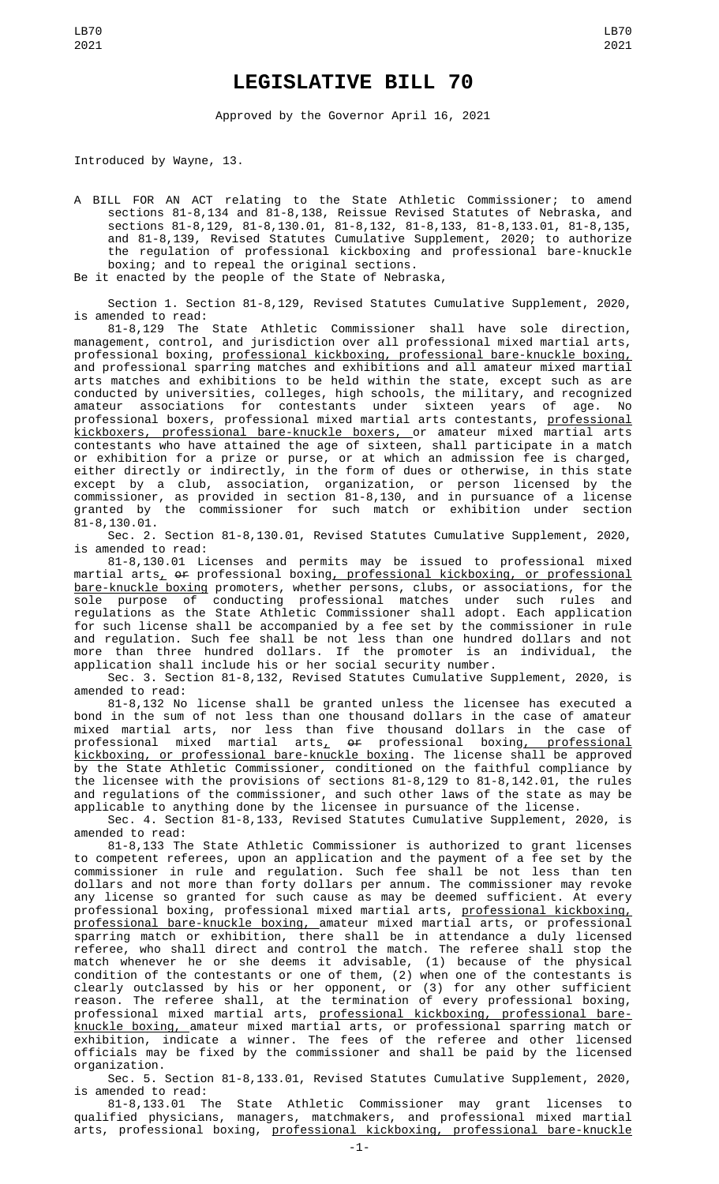# LEGISLATIVE BILL 70

Approved by the Governor April 16, 2021

Introduced by Wayne, 13.

A BILL FOR AN ACT relating to the State Athletic Commissioner; to amend sections 81-8,134 and 81-8,138, Reissue Revised Statutes of Nebraska, and sections 81-8,129, 81-8,130.01, 81-8,132, 81-8,133, 81-8,133.01, 81-8,135, and 81-8,139, Revised Statutes Cumulative Supplement, 2020; to authorize the regulation of professional kickboxing and professional bare-knuckle boxing; and to repeal the original sections.

Be it enacted by the people of the State of Nebraska,

Section 1. Section 81-8,129, Revised Statutes Cumulative Supplement, 2020, is amended to read:

81-8,129 The State Athletic Commissioner shall have sole direction, management, control, and jurisdiction over all professional mixed martial arts, professional boxing, professional kickboxing, professional bare-knuckle boxing, and professional sparring matches and exhibitions and all amateur mixed martial arts matches and exhibitions to be held within the state, except such as are conducted by universities, colleges, high schools, the military, and recognized amateur associations for contestants under sixteen years of age. No professional boxers, professional mixed martial arts contestants, professional kickboxers, professional bare-knuckle boxers, or amateur mixed martial arts contestants who have attained the age of sixteen, shall participate in a match or exhibition for a prize or purse, or at which an admission fee is charged, either directly or indirectly, in the form of dues or otherwise, in this state except by a club, association, organization, or person licensed by the commissioner, as provided in section 81-8,130, and in pursuance of a license granted by the commissioner for such match or exhibition under section 81-8,130.01.

Sec. 2. Section 81-8,130.01, Revised Statutes Cumulative Supplement, 2020, is amended to read:

81-8,130.01 Licenses and permits may be issued to professional mixed martial arts, ~~or~~ professional boxing, professional kickboxing, or professional bare-knuckle boxing promoters, whether persons, clubs, or associations, for the sole purpose of conducting professional matches under such rules and regulations as the State Athletic Commissioner shall adopt. Each application for such license shall be accompanied by a fee set by the commissioner in rule and regulation. Such fee shall be not less than one hundred dollars and not more than three hundred dollars. If the promoter is an individual, the application shall include his or her social security number.

Sec. 3. Section 81-8,132, Revised Statutes Cumulative Supplement, 2020, is amended to read:

81-8,132 No license shall be granted unless the licensee has executed a bond in the sum of not less than one thousand dollars in the case of amateur mixed martial arts, nor less than five thousand dollars in the case of professional mixed martial arts, ~~or~~ professional boxing, professional kickboxing, or professional bare-knuckle boxing. The license shall be approved by the State Athletic Commissioner, conditioned on the faithful compliance by the licensee with the provisions of sections 81-8,129 to 81-8,142.01, the rules and regulations of the commissioner, and such other laws of the state as may be applicable to anything done by the licensee in pursuance of the license.

Sec. 4. Section 81-8,133, Revised Statutes Cumulative Supplement, 2020, is amended to read:

81-8,133 The State Athletic Commissioner is authorized to grant licenses to competent referees, upon an application and the payment of a fee set by the commissioner in rule and regulation. Such fee shall be not less than ten dollars and not more than forty dollars per annum. The commissioner may revoke any license so granted for such cause as may be deemed sufficient. At every professional boxing, professional mixed martial arts, professional kickboxing, professional bare-knuckle boxing, amateur mixed martial arts, or professional sparring match or exhibition, there shall be in attendance a duly licensed referee, who shall direct and control the match. The referee shall stop the match whenever he or she deems it advisable, (1) because of the physical condition of the contestants or one of them, (2) when one of the contestants is clearly outclassed by his or her opponent, or (3) for any other sufficient reason. The referee shall, at the termination of every professional boxing, professional mixed martial arts, professional kickboxing, professional bare-knuckle boxing, amateur mixed martial arts, or professional sparring match or exhibition, indicate a winner. The fees of the referee and other licensed officials may be fixed by the commissioner and shall be paid by the licensed organization.

Sec. 5. Section 81-8,133.01, Revised Statutes Cumulative Supplement, 2020, is amended to read:

81-8,133.01 The State Athletic Commissioner may grant licenses to qualified physicians, managers, matchmakers, and professional mixed martial arts, professional boxing, professional kickboxing, professional bare-knuckle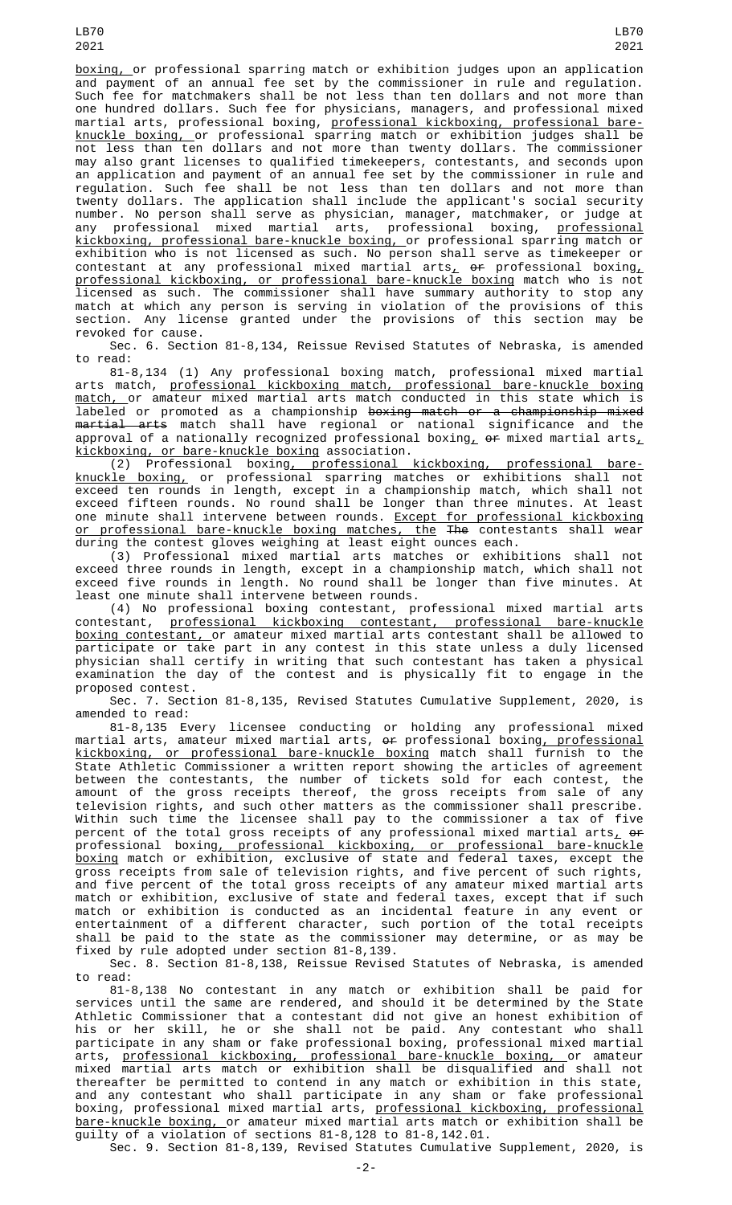boxing, or professional sparring match or exhibition judges upon an application and payment of an annual fee set by the commissioner in rule and regulation. Such fee for matchmakers shall be not less than ten dollars and not more than one hundred dollars. Such fee for physicians, managers, and professional mixed martial arts, professional boxing, professional kickboxing, professional bare-knuckle boxing, or professional sparring match or exhibition judges shall be not less than ten dollars and not more than twenty dollars. The commissioner may also grant licenses to qualified timekeepers, contestants, and seconds upon an application and payment of an annual fee set by the commissioner in rule and regulation. Such fee shall be not less than ten dollars and not more than twenty dollars. The application shall include the applicant's social security number. No person shall serve as physician, manager, matchmaker, or judge at any professional mixed martial arts, professional boxing, professional kickboxing, professional bare-knuckle boxing, or professional sparring match or exhibition who is not licensed as such. No person shall serve as timekeeper or contestant at any professional mixed martial arts, ~~or~~ professional boxing, professional kickboxing, or professional bare-knuckle boxing match who is not licensed as such. The commissioner shall have summary authority to stop any match at which any person is serving in violation of the provisions of this section. Any license granted under the provisions of this section may be revoked for cause.

Sec. 6. Section 81-8,134, Reissue Revised Statutes of Nebraska, is amended to read:

81-8,134 (1) Any professional boxing match, professional mixed martial arts match, professional kickboxing match, professional bare-knuckle boxing match, or amateur mixed martial arts match conducted in this state which is labeled or promoted as a championship ~~boxing match or a championship mixed martial arts~~ match shall have regional or national significance and the approval of a nationally recognized professional boxing, ~~or~~ mixed martial arts, kickboxing, or bare-knuckle boxing association.

(2) Professional boxing, professional kickboxing, professional bare-knuckle boxing, or professional sparring matches or exhibitions shall not exceed ten rounds in length, except in a championship match, which shall not exceed fifteen rounds. No round shall be longer than three minutes. At least one minute shall intervene between rounds. Except for professional kickboxing or professional bare-knuckle boxing matches, the ~~The~~ contestants shall wear during the contest gloves weighing at least eight ounces each.

(3) Professional mixed martial arts matches or exhibitions shall not exceed three rounds in length, except in a championship match, which shall not exceed five rounds in length. No round shall be longer than five minutes. At least one minute shall intervene between rounds.

(4) No professional boxing contestant, professional mixed martial arts contestant, professional kickboxing contestant, professional bare-knuckle boxing contestant, or amateur mixed martial arts contestant shall be allowed to participate or take part in any contest in this state unless a duly licensed physician shall certify in writing that such contestant has taken a physical examination the day of the contest and is physically fit to engage in the proposed contest.

Sec. 7. Section 81-8,135, Revised Statutes Cumulative Supplement, 2020, is amended to read:

81-8,135 Every licensee conducting or holding any professional mixed martial arts, amateur mixed martial arts, ~~or~~ professional boxing, professional kickboxing, or professional bare-knuckle boxing match shall furnish to the State Athletic Commissioner a written report showing the articles of agreement between the contestants, the number of tickets sold for each contest, the amount of the gross receipts thereof, the gross receipts from sale of any television rights, and such other matters as the commissioner shall prescribe. Within such time the licensee shall pay to the commissioner a tax of five percent of the total gross receipts of any professional mixed martial arts, ~~or~~ professional boxing, professional kickboxing, or professional bare-knuckle boxing match or exhibition, exclusive of state and federal taxes, except the gross receipts from sale of television rights, and five percent of such rights, and five percent of the total gross receipts of any amateur mixed martial arts match or exhibition, exclusive of state and federal taxes, except that if such match or exhibition is conducted as an incidental feature in any event or entertainment of a different character, such portion of the total receipts shall be paid to the state as the commissioner may determine, or as may be fixed by rule adopted under section 81-8,139.

Sec. 8. Section 81-8,138, Reissue Revised Statutes of Nebraska, is amended to read:

81-8,138 No contestant in any match or exhibition shall be paid for services until the same are rendered, and should it be determined by the State Athletic Commissioner that a contestant did not give an honest exhibition of his or her skill, he or she shall not be paid. Any contestant who shall participate in any sham or fake professional boxing, professional mixed martial arts, professional kickboxing, professional bare-knuckle boxing, or amateur mixed martial arts match or exhibition shall be disqualified and shall not thereafter be permitted to contend in any match or exhibition in this state, and any contestant who shall participate in any sham or fake professional boxing, professional mixed martial arts, professional kickboxing, professional bare-knuckle boxing, or amateur mixed martial arts match or exhibition shall be guilty of a violation of sections 81-8,128 to 81-8,142.01.

Sec. 9. Section 81-8,139, Revised Statutes Cumulative Supplement, 2020, is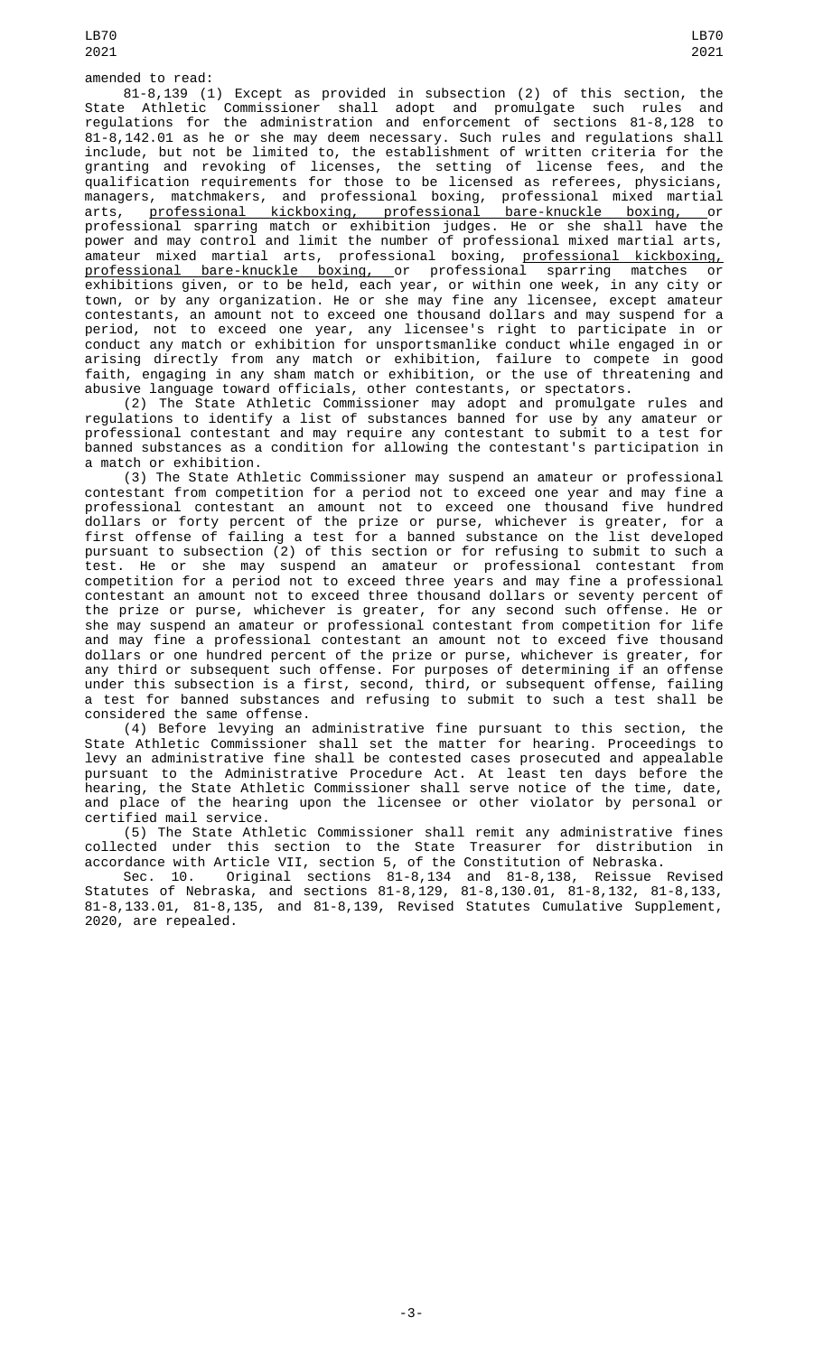amended to read:

81-8,139 (1) Except as provided in subsection (2) of this section, the State Athletic Commissioner shall adopt and promulgate such rules and regulations for the administration and enforcement of sections 81-8,128 to 81-8,142.01 as he or she may deem necessary. Such rules and regulations shall include, but not be limited to, the establishment of written criteria for the granting and revoking of licenses, the setting of license fees, and the qualification requirements for those to be licensed as referees, physicians, managers, matchmakers, and professional boxing, professional mixed martial arts, professional kickboxing, professional bare-knuckle boxing, or professional sparring match or exhibition judges. He or she shall have the power and may control and limit the number of professional mixed martial arts, amateur mixed martial arts, professional boxing, professional kickboxing, professional bare-knuckle boxing, or professional sparring matches or exhibitions given, or to be held, each year, or within one week, in any city or town, or by any organization. He or she may fine any licensee, except amateur contestants, an amount not to exceed one thousand dollars and may suspend for a period, not to exceed one year, any licensee's right to participate in or conduct any match or exhibition for unsportsmanlike conduct while engaged in or arising directly from any match or exhibition, failure to compete in good faith, engaging in any sham match or exhibition, or the use of threatening and abusive language toward officials, other contestants, or spectators.

(2) The State Athletic Commissioner may adopt and promulgate rules and regulations to identify a list of substances banned for use by any amateur or professional contestant and may require any contestant to submit to a test for banned substances as a condition for allowing the contestant's participation in a match or exhibition.

(3) The State Athletic Commissioner may suspend an amateur or professional contestant from competition for a period not to exceed one year and may fine a professional contestant an amount not to exceed one thousand five hundred dollars or forty percent of the prize or purse, whichever is greater, for a first offense of failing a test for a banned substance on the list developed pursuant to subsection (2) of this section or for refusing to submit to such a test. He or she may suspend an amateur or professional contestant from competition for a period not to exceed three years and may fine a professional contestant an amount not to exceed three thousand dollars or seventy percent of the prize or purse, whichever is greater, for any second such offense. He or she may suspend an amateur or professional contestant from competition for life and may fine a professional contestant an amount not to exceed five thousand dollars or one hundred percent of the prize or purse, whichever is greater, for any third or subsequent such offense. For purposes of determining if an offense under this subsection is a first, second, third, or subsequent offense, failing a test for banned substances and refusing to submit to such a test shall be considered the same offense.

(4) Before levying an administrative fine pursuant to this section, the State Athletic Commissioner shall set the matter for hearing. Proceedings to levy an administrative fine shall be contested cases prosecuted and appealable pursuant to the Administrative Procedure Act. At least ten days before the hearing, the State Athletic Commissioner shall serve notice of the time, date, and place of the hearing upon the licensee or other violator by personal or certified mail service.

(5) The State Athletic Commissioner shall remit any administrative fines collected under this section to the State Treasurer for distribution in accordance with Article VII, section 5, of the Constitution of Nebraska.

Sec. 10. Original sections 81-8,134 and 81-8,138, Reissue Revised Statutes of Nebraska, and sections 81-8,129, 81-8,130.01, 81-8,132, 81-8,133, 81-8,133.01, 81-8,135, and 81-8,139, Revised Statutes Cumulative Supplement, 2020, are repealed.